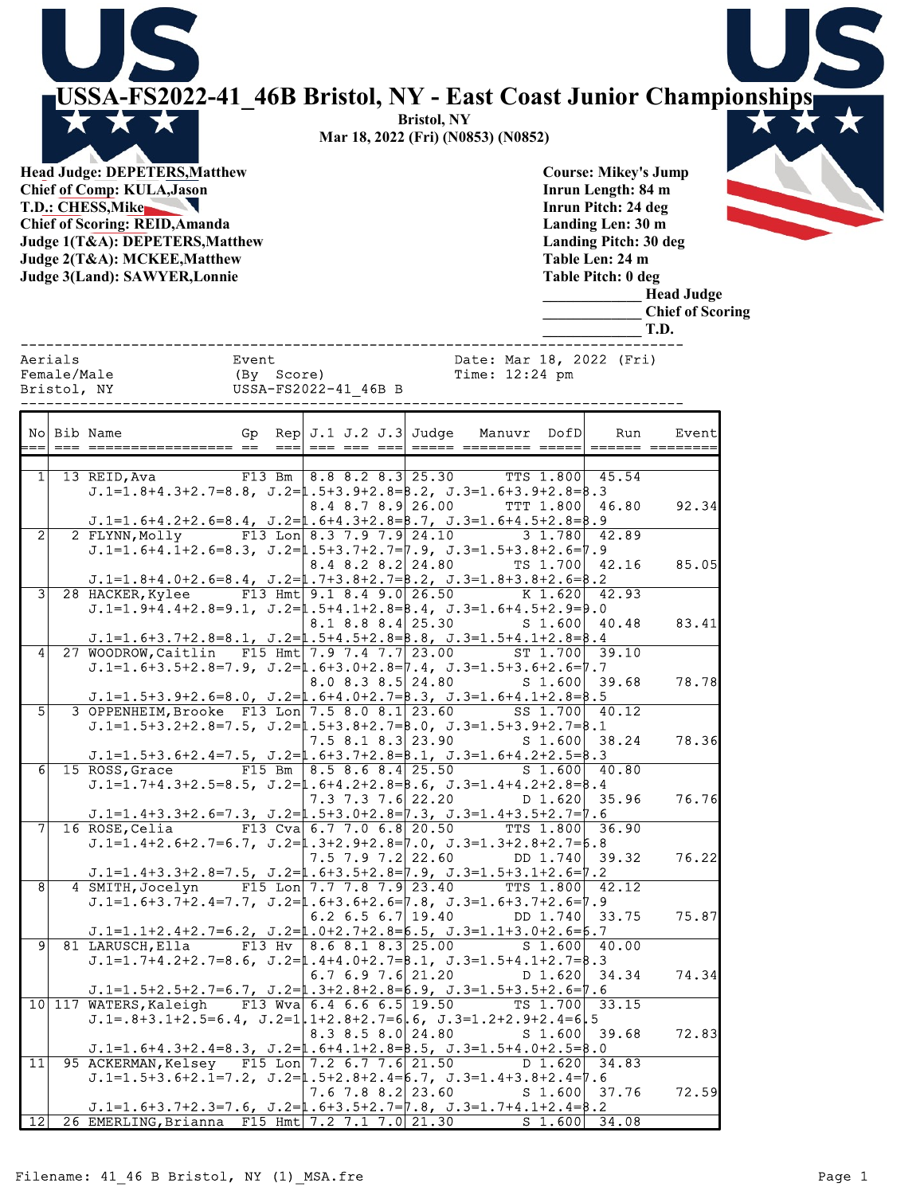# USSA-FS2022-41_46B Bristol, NY - East Coast Junior Championships

**Bristol, NY**
**Mar 18, 2022 (Fri) (N0853) (N0852)**

**Head Judge: DEPETERS,Matthew**
**Chief of Comp: KULA,Jason**
**T.D.: CHESS,Mike**
**Chief of Scoring: REID,Amanda**
**Judge 1(T&A): DEPETERS,Matthew**
**Judge 2(T&A): MCKEE,Matthew**
**Judge 3(Land): SAWYER,Lonnie**

**Course: Mikey's Jump**
**Inrun Length: 84 m**
**Inrun Pitch: 24 deg**
**Landing Len: 30 m**
**Landing Pitch: 30 deg**
**Table Len: 24 m**
**Table Pitch: 0 deg**

____________ **Head Judge**
____________ **Chief of Scoring**
____________ **T.D.**

```
Aerials                  Event                 Date: Mar 18, 2022 (Fri)
Female/Male              (By  Score)           Time: 12:24 pm
Bristol, NY              USSA-FS2022-41_46B B
```

| No | Bib | Name | Gp | Rep | J.1 | J.2 | J.3 | Judge | Manuvr | DofD | Run | Event |
|---|---|---|---|---|---|---|---|---|---|---|---|---|
| 1 | 13 | REID,Ava | F13 | Bm | 8.8 | 8.2 | 8.3 | 25.30 | TTS | 1.800 | 45.54 | |
| | | J.1=1.8+4.3+2.7=8.8, J.2=1.5+3.9+2.8=8.2, J.3=1.6+3.9+2.8=8.3 | | | | | | | | | | |
| | | | | | 8.4 | 8.7 | 8.9 | 26.00 | TTT | 1.800 | 46.80 | 92.34 |
| | | J.1=1.6+4.2+2.6=8.4, J.2=1.6+4.3+2.8=8.7, J.3=1.6+4.5+2.8=8.9 | | | | | | | | | | |
| 2 | 2 | FLYNN,Molly | F13 | Lon | 8.3 | 7.9 | 7.9 | 24.10 | 3 | 1.780 | 42.89 | |
| | | J.1=1.6+4.1+2.6=8.3, J.2=1.5+3.7+2.7=7.9, J.3=1.5+3.8+2.6=7.9 | | | | | | | | | | |
| | | | | | 8.4 | 8.2 | 8.2 | 24.80 | TS | 1.700 | 42.16 | 85.05 |
| | | J.1=1.8+4.0+2.6=8.4, J.2=1.7+3.8+2.7=8.2, J.3=1.8+3.8+2.6=8.2 | | | | | | | | | | |
| 3 | 28 | HACKER,Kylee | F13 | Hmt | 9.1 | 8.4 | 9.0 | 26.50 | K | 1.620 | 42.93 | |
| | | J.1=1.9+4.4+2.8=9.1, J.2=1.5+4.1+2.8=8.4, J.3=1.6+4.5+2.9=9.0 | | | | | | | | | | |
| | | | | | 8.1 | 8.8 | 8.4 | 25.30 | S | 1.600 | 40.48 | 83.41 |
| | | J.1=1.6+3.7+2.8=8.1, J.2=1.5+4.5+2.8=8.8, J.3=1.5+4.1+2.8=8.4 | | | | | | | | | | |
| 4 | 27 | WOODROW,Caitlin | F15 | Hmt | 7.9 | 7.4 | 7.7 | 23.00 | ST | 1.700 | 39.10 | |
| | | J.1=1.6+3.5+2.8=7.9, J.2=1.6+3.0+2.8=7.4, J.3=1.5+3.6+2.6=7.7 | | | | | | | | | | |
| | | | | | 8.0 | 8.3 | 8.5 | 24.80 | S | 1.600 | 39.68 | 78.78 |
| | | J.1=1.5+3.9+2.6=8.0, J.2=1.6+4.0+2.7=8.3, J.3=1.6+4.1+2.8=8.5 | | | | | | | | | | |
| 5 | 3 | OPPENHEIM,Brooke | F13 | Lon | 7.5 | 8.0 | 8.1 | 23.60 | SS | 1.700 | 40.12 | |
| | | J.1=1.5+3.2+2.8=7.5, J.2=1.5+3.8+2.7=8.0, J.3=1.5+3.9+2.7=8.1 | | | | | | | | | | |
| | | | | | 7.5 | 8.1 | 8.3 | 23.90 | S | 1.600 | 38.24 | 78.36 |
| | | J.1=1.5+3.6+2.4=7.5, J.2=1.6+3.7+2.8=8.1, J.3=1.6+4.2+2.5=8.3 | | | | | | | | | | |
| 6 | 15 | ROSS,Grace | F15 | Bm | 8.5 | 8.6 | 8.4 | 25.50 | S | 1.600 | 40.80 | |
| | | J.1=1.7+4.3+2.5=8.5, J.2=1.6+4.2+2.8=8.6, J.3=1.4+4.2+2.8=8.4 | | | | | | | | | | |
| | | | | | 7.3 | 7.3 | 7.6 | 22.20 | D | 1.620 | 35.96 | 76.76 |
| | | J.1=1.4+3.3+2.6=7.3, J.2=1.5+3.0+2.8=7.3, J.3=1.4+3.5+2.7=7.6 | | | | | | | | | | |
| 7 | 16 | ROSE,Celia | F13 | Cva | 6.7 | 7.0 | 6.8 | 20.50 | TTS | 1.800 | 36.90 | |
| | | J.1=1.4+2.6+2.7=6.7, J.2=1.3+2.9+2.8=7.0, J.3=1.3+2.8+2.7=6.8 | | | | | | | | | | |
| | | | | | 7.5 | 7.9 | 7.2 | 22.60 | DD | 1.740 | 39.32 | 76.22 |
| | | J.1=1.4+3.3+2.8=7.5, J.2=1.6+3.5+2.8=7.9, J.3=1.5+3.1+2.6=7.2 | | | | | | | | | | |
| 8 | 4 | SMITH,Jocelyn | F15 | Lon | 7.7 | 7.8 | 7.9 | 23.40 | TTS | 1.800 | 42.12 | |
| | | J.1=1.6+3.7+2.4=7.7, J.2=1.6+3.6+2.6=7.8, J.3=1.6+3.7+2.6=7.9 | | | | | | | | | | |
| | | | | | 6.2 | 6.5 | 6.7 | 19.40 | DD | 1.740 | 33.75 | 75.87 |
| | | J.1=1.1+2.4+2.7=6.2, J.2=1.0+2.7+2.8=6.5, J.3=1.1+3.0+2.6=6.7 | | | | | | | | | | |
| 9 | 81 | LARUSCH,Ella | F13 | Hv | 8.6 | 8.1 | 8.3 | 25.00 | S | 1.600 | 40.00 | |
| | | J.1=1.7+4.2+2.7=8.6, J.2=1.4+4.0+2.7=8.1, J.3=1.5+4.1+2.7=8.3 | | | | | | | | | | |
| | | | | | 6.7 | 6.9 | 7.6 | 21.20 | D | 1.620 | 34.34 | 74.34 |
| | | J.1=1.5+2.5+2.7=6.7, J.2=1.3+2.8+2.8=6.9, J.3=1.5+3.5+2.6=7.6 | | | | | | | | | | |
| 10 | 117 | WATERS,Kaleigh | F13 | Wva | 6.4 | 6.6 | 6.5 | 19.50 | TS | 1.700 | 33.15 | |
| | | J.1=.8+3.1+2.5=6.4, J.2=1.1+2.8+2.7=6.6, J.3=1.2+2.9+2.4=6.5 | | | | | | | | | | |
| | | | | | 8.3 | 8.5 | 8.0 | 24.80 | S | 1.600 | 39.68 | 72.83 |
| | | J.1=1.6+4.3+2.4=8.3, J.2=1.6+4.1+2.8=8.5, J.3=1.5+4.0+2.5=8.0 | | | | | | | | | | |
| 11 | 95 | ACKERMAN,Kelsey | F15 | Lon | 7.2 | 6.7 | 7.6 | 21.50 | D | 1.620 | 34.83 | |
| | | J.1=1.5+3.6+2.1=7.2, J.2=1.5+2.8+2.4=6.7, J.3=1.4+3.8+2.4=7.6 | | | | | | | | | | |
| | | | | | 7.6 | 7.8 | 8.2 | 23.60 | S | 1.600 | 37.76 | 72.59 |
| | | J.1=1.6+3.7+2.3=7.6, J.2=1.6+3.5+2.7=7.8, J.3=1.7+4.1+2.4=8.2 | | | | | | | | | | |
| 12 | 26 | EMERLING,Brianna | F15 | Hmt | 7.2 | 7.1 | 7.0 | 21.30 | S | 1.600 | 34.08 | |

Filename: 41_46 B Bristol, NY (1)_MSA.fre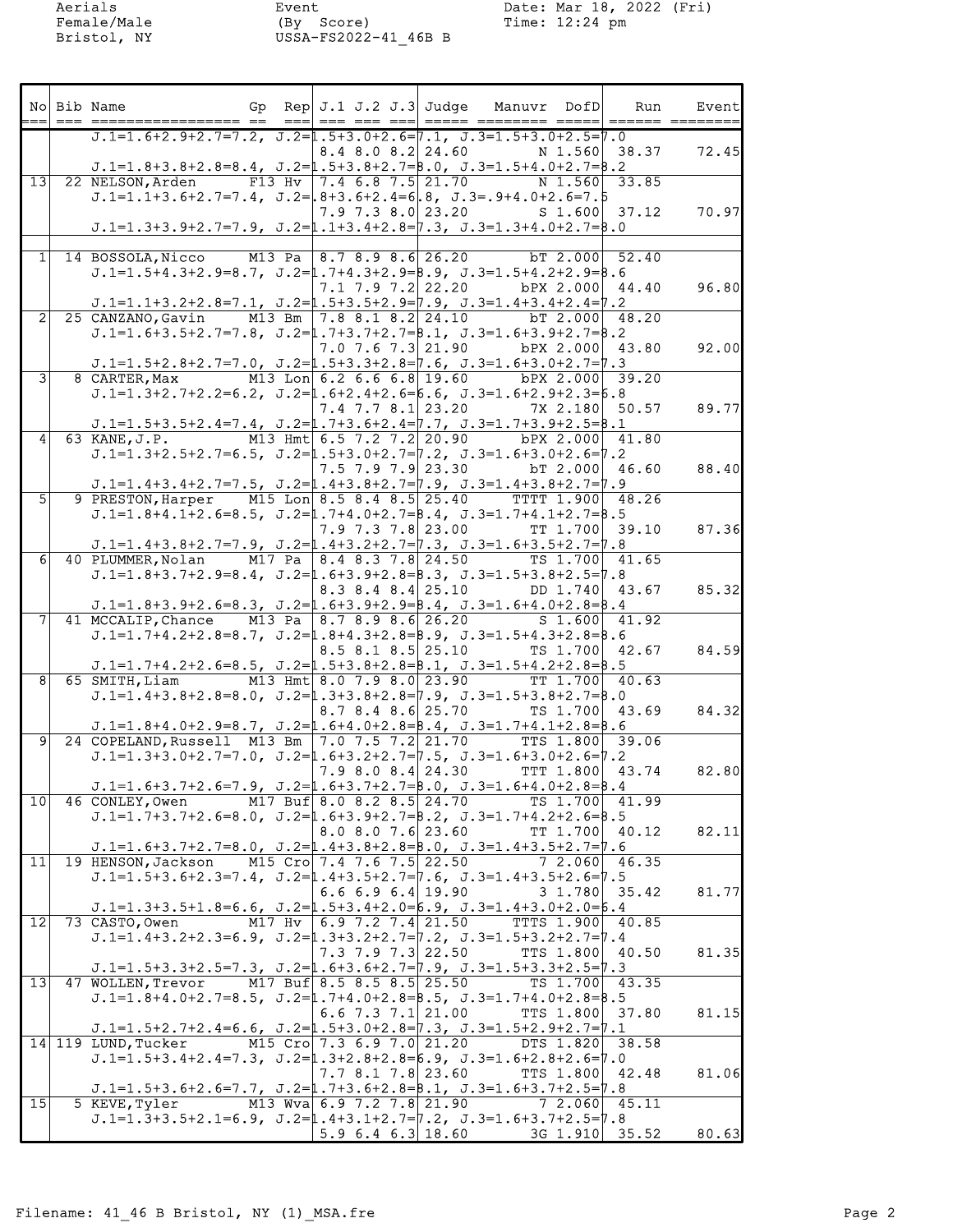Aerials
Female/Male
Bristol, NY

Event
(By Score)
USSA-FS2022-41_46B B

Date: Mar 18, 2022 (Fri)
Time: 12:24 pm

| No | Bib | Name | Gp | Rep | J.1 | J.2 | J.3 | Judge | Manuvr | DofD | Run | Event |
|---|---|---|---|---|---|---|---|---|---|---|---|---|
| | | J.1=1.6+2.9+2.7=7.2, J.2=1.5+3.0+2.6=7.1, J.3=1.5+3.0+2.5=7.0 | | | | | | | | | | |
| | | | | | 8.4 | 8.0 | 8.2 | 24.60 | N | 1.560 | 38.37 | 72.45 |
| | | J.1=1.8+3.8+2.8=8.4, J.2=1.5+3.8+2.7=8.0, J.3=1.5+4.0+2.7=8.2 | | | | | | | | | | |
| 13 | 22 | NELSON, Arden | F13 | Hv | 7.4 | 6.8 | 7.5 | 21.70 | N | 1.560 | 33.85 | |
| | | J.1=1.1+3.6+2.7=7.4, J.2=.8+3.6+2.4=6.8, J.3=.9+4.0+2.6=7.5 | | | | | | | | | | |
| | | | | | 7.9 | 7.3 | 8.0 | 23.20 | S | 1.600 | 37.12 | 70.97 |
| | | J.1=1.3+3.9+2.7=7.9, J.2=1.1+3.4+2.8=7.3, J.3=1.3+4.0+2.7=8.0 | | | | | | | | | | |
| | | | | | | | | | | | | |
| 1 | 14 | BOSSOLA, Nicco | M13 | Pa | 8.7 | 8.9 | 8.6 | 26.20 | bT | 2.000 | 52.40 | |
| | | J.1=1.5+4.3+2.9=8.7, J.2=1.7+4.3+2.9=8.9, J.3=1.5+4.2+2.9=8.6 | | | | | | | | | | |
| | | | | | 7.1 | 7.9 | 7.2 | 22.20 | bPX | 2.000 | 44.40 | 96.80 |
| | | J.1=1.1+3.2+2.8=7.1, J.2=1.5+3.5+2.9=7.9, J.3=1.4+3.4+2.4=7.2 | | | | | | | | | | |
| 2 | 25 | CANZANO, Gavin | M13 | Bm | 7.8 | 8.1 | 8.2 | 24.10 | bT | 2.000 | 48.20 | |
| | | J.1=1.6+3.5+2.7=7.8, J.2=1.7+3.7+2.7=8.1, J.3=1.6+3.9+2.7=8.2 | | | | | | | | | | |
| | | | | | 7.0 | 7.6 | 7.3 | 21.90 | bPX | 2.000 | 43.80 | 92.00 |
| | | J.1=1.5+2.8+2.7=7.0, J.2=1.5+3.3+2.8=7.6, J.3=1.6+3.0+2.7=7.3 | | | | | | | | | | |
| 3 | 8 | CARTER, Max | M13 | Lon | 6.2 | 6.6 | 6.8 | 19.60 | bPX | 2.000 | 39.20 | |
| | | J.1=1.3+2.7+2.2=6.2, J.2=1.6+2.4+2.6=6.6, J.3=1.6+2.9+2.3=6.8 | | | | | | | | | | |
| | | | | | 7.4 | 7.7 | 8.1 | 23.20 | 7X | 2.180 | 50.57 | 89.77 |
| | | J.1=1.5+3.5+2.4=7.4, J.2=1.7+3.6+2.4=7.7, J.3=1.7+3.9+2.5=8.1 | | | | | | | | | | |
| 4 | 63 | KANE, J.P. | M13 | Hmt | 6.5 | 7.2 | 7.2 | 20.90 | bPX | 2.000 | 41.80 | |
| | | J.1=1.3+2.5+2.7=6.5, J.2=1.5+3.0+2.7=7.2, J.3=1.6+3.0+2.6=7.2 | | | | | | | | | | |
| | | | | | 7.5 | 7.9 | 7.9 | 23.30 | bT | 2.000 | 46.60 | 88.40 |
| | | J.1=1.4+3.4+2.7=7.5, J.2=1.4+3.8+2.7=7.9, J.3=1.4+3.8+2.7=7.9 | | | | | | | | | | |
| 5 | 9 | PRESTON, Harper | M15 | Lon | 8.5 | 8.4 | 8.5 | 25.40 | TTTT | 1.900 | 48.26 | |
| | | J.1=1.8+4.1+2.6=8.5, J.2=1.7+4.0+2.7=8.4, J.3=1.7+4.1+2.7=8.5 | | | | | | | | | | |
| | | | | | 7.9 | 7.3 | 7.8 | 23.00 | TT | 1.700 | 39.10 | 87.36 |
| | | J.1=1.4+3.8+2.7=7.9, J.2=1.4+3.2+2.7=7.3, J.3=1.6+3.5+2.7=7.8 | | | | | | | | | | |
| 6 | 40 | PLUMMER, Nolan | M17 | Pa | 8.4 | 8.3 | 7.8 | 24.50 | TS | 1.700 | 41.65 | |
| | | J.1=1.8+3.7+2.9=8.4, J.2=1.6+3.9+2.8=8.3, J.3=1.5+3.8+2.5=7.8 | | | | | | | | | | |
| | | | | | 8.3 | 8.4 | 8.4 | 25.10 | DD | 1.740 | 43.67 | 85.32 |
| | | J.1=1.8+3.9+2.6=8.3, J.2=1.6+3.9+2.9=8.4, J.3=1.6+4.0+2.8=8.4 | | | | | | | | | | |
| 7 | 41 | MCCALIP, Chance | M13 | Pa | 8.7 | 8.9 | 8.6 | 26.20 | S | 1.600 | 41.92 | |
| | | J.1=1.7+4.2+2.8=8.7, J.2=1.8+4.3+2.8=8.9, J.3=1.5+4.3+2.8=8.6 | | | | | | | | | | |
| | | | | | 8.5 | 8.1 | 8.5 | 25.10 | TS | 1.700 | 42.67 | 84.59 |
| | | J.1=1.7+4.2+2.6=8.5, J.2=1.5+3.8+2.8=8.1, J.3=1.5+4.2+2.8=8.5 | | | | | | | | | | |
| 8 | 65 | SMITH, Liam | M13 | Hmt | 8.0 | 7.9 | 8.0 | 23.90 | TT | 1.700 | 40.63 | |
| | | J.1=1.4+3.8+2.8=8.0, J.2=1.3+3.8+2.8=7.9, J.3=1.5+3.8+2.7=8.0 | | | | | | | | | | |
| | | | | | 8.7 | 8.4 | 8.6 | 25.70 | TS | 1.700 | 43.69 | 84.32 |
| | | J.1=1.8+4.0+2.9=8.7, J.2=1.6+4.0+2.8=8.4, J.3=1.7+4.1+2.8=8.6 | | | | | | | | | | |
| 9 | 24 | COPELAND, Russell | M13 | Bm | 7.0 | 7.5 | 7.2 | 21.70 | TTS | 1.800 | 39.06 | |
| | | J.1=1.3+3.0+2.7=7.0, J.2=1.6+3.2+2.7=7.5, J.3=1.6+3.0+2.6=7.2 | | | | | | | | | | |
| | | | | | 7.9 | 8.0 | 8.4 | 24.30 | TTT | 1.800 | 43.74 | 82.80 |
| | | J.1=1.6+3.7+2.6=7.9, J.2=1.6+3.7+2.7=8.0, J.3=1.6+4.0+2.8=8.4 | | | | | | | | | | |
| 10 | 46 | CONLEY, Owen | M17 | Buf | 8.0 | 8.2 | 8.5 | 24.70 | TS | 1.700 | 41.99 | |
| | | J.1=1.7+3.7+2.6=8.0, J.2=1.6+3.9+2.7=8.2, J.3=1.7+4.2+2.6=8.5 | | | | | | | | | | |
| | | | | | 8.0 | 8.0 | 7.6 | 23.60 | TT | 1.700 | 40.12 | 82.11 |
| | | J.1=1.6+3.7+2.7=8.0, J.2=1.4+3.8+2.8=8.0, J.3=1.4+3.5+2.7=7.6 | | | | | | | | | | |
| 11 | 19 | HENSON, Jackson | M15 | Cro | 7.4 | 7.6 | 7.5 | 22.50 | 7 | 2.060 | 46.35 | |
| | | J.1=1.5+3.6+2.3=7.4, J.2=1.4+3.5+2.7=7.6, J.3=1.4+3.5+2.6=7.5 | | | | | | | | | | |
| | | | | | 6.6 | 6.9 | 6.4 | 19.90 | 3 | 1.780 | 35.42 | 81.77 |
| | | J.1=1.3+3.5+1.8=6.6, J.2=1.5+3.4+2.0=6.9, J.3=1.4+3.0+2.0=6.4 | | | | | | | | | | |
| 12 | 73 | CASTO, Owen | M17 | Hv | 6.9 | 7.2 | 7.4 | 21.50 | TTTS | 1.900 | 40.85 | |
| | | J.1=1.4+3.2+2.3=6.9, J.2=1.3+3.2+2.7=7.2, J.3=1.5+3.2+2.7=7.4 | | | | | | | | | | |
| | | | | | 7.3 | 7.9 | 7.3 | 22.50 | TTS | 1.800 | 40.50 | 81.35 |
| | | J.1=1.5+3.3+2.5=7.3, J.2=1.6+3.6+2.7=7.9, J.3=1.5+3.3+2.5=7.3 | | | | | | | | | | |
| 13 | 47 | WOLLEN, Trevor | M17 | Buf | 8.5 | 8.5 | 8.5 | 25.50 | TS | 1.700 | 43.35 | |
| | | J.1=1.8+4.0+2.7=8.5, J.2=1.7+4.0+2.8=8.5, J.3=1.7+4.0+2.8=8.5 | | | | | | | | | | |
| | | | | | 6.6 | 7.3 | 7.1 | 21.00 | TTS | 1.800 | 37.80 | 81.15 |
| | | J.1=1.5+2.7+2.4=6.6, J.2=1.5+3.0+2.8=7.3, J.3=1.5+2.9+2.7=7.1 | | | | | | | | | | |
| 14 | 119 | LUND, Tucker | M15 | Cro | 7.3 | 6.9 | 7.0 | 21.20 | DTS | 1.820 | 38.58 | |
| | | J.1=1.5+3.4+2.4=7.3, J.2=1.3+2.8+2.8=6.9, J.3=1.6+2.8+2.6=7.0 | | | | | | | | | | |
| | | | | | 7.7 | 8.1 | 7.8 | 23.60 | TTS | 1.800 | 42.48 | 81.06 |
| | | J.1=1.5+3.6+2.6=7.7, J.2=1.7+3.6+2.8=8.1, J.3=1.6+3.7+2.5=7.8 | | | | | | | | | | |
| 15 | 5 | KEVE, Tyler | M13 | Wva | 6.9 | 7.2 | 7.8 | 21.90 | 7 | 2.060 | 45.11 | |
| | | J.1=1.3+3.5+2.1=6.9, J.2=1.4+3.1+2.7=7.2, J.3=1.6+3.7+2.5=7.8 | | | | | | | | | | |
| | | | | | 5.9 | 6.4 | 6.3 | 18.60 | 3G | 1.910 | 35.52 | 80.63 |

Filename: 41_46 B Bristol, NY (1)_MSA.fre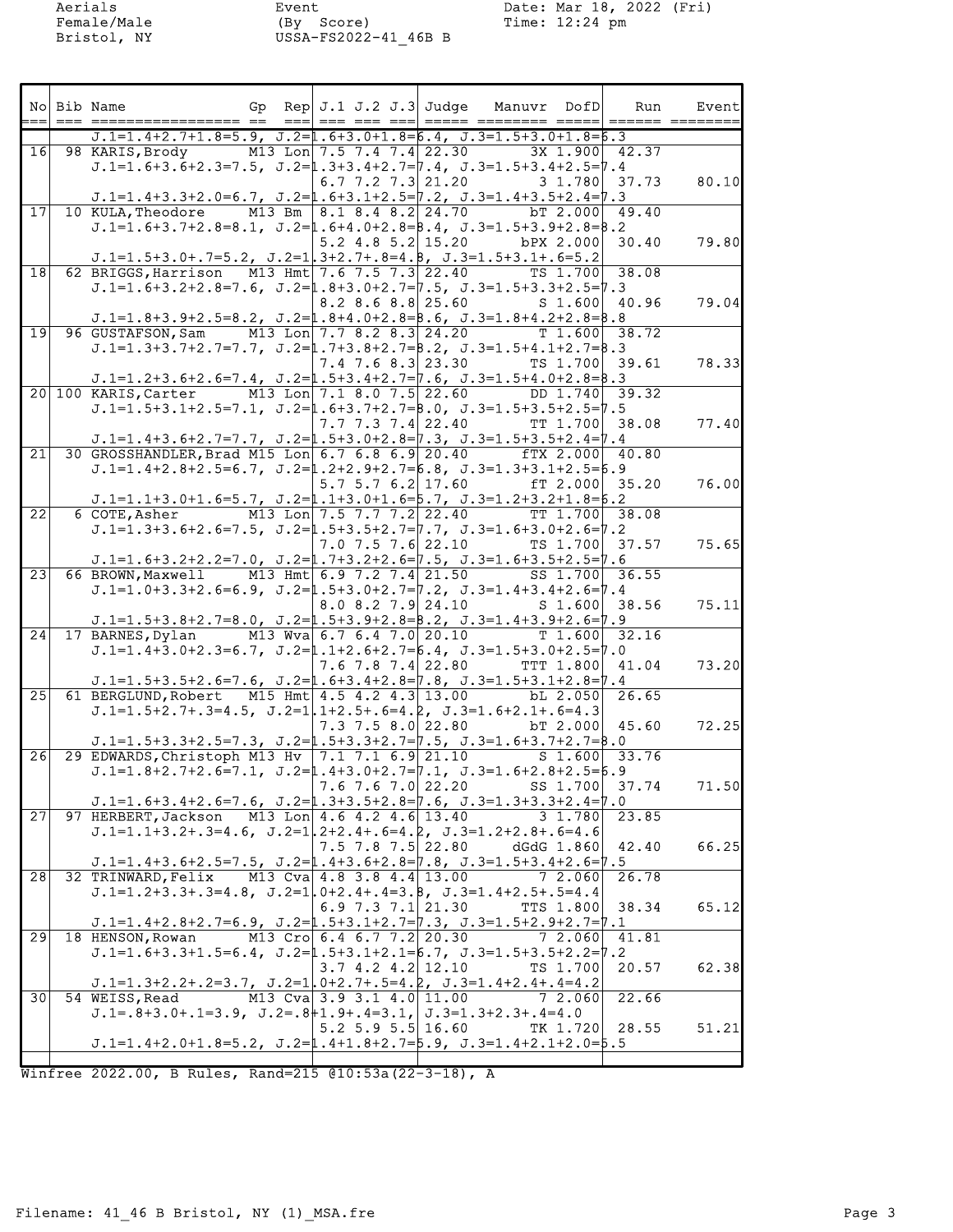Aerials
Female/Male
Bristol, NY

Event
(By Score)
USSA-FS2022-41_46B B

Date: Mar 18, 2022 (Fri)
Time: 12:24 pm

| No | Bib | Name | Gp | Rep | J.1 J.2 J.3 | Judge | Manuvr | DofD | Run | Event |
|---|---|---|---|---|---|---|---|---|---|---|
| | | J.1=1.4+2.7+1.8=5.9, J.2=1.6+3.0+1.8=6.4, J.3=1.5+3.0+1.8=6.3 | | | | | | | | |
| 16 | 98 | KARIS,Brody | M13 | Lon | 7.5 7.4 7.4 | 22.30 | 3X | 1.900 | 42.37 | |
| | | J.1=1.6+3.6+2.3=7.5, J.2=1.3+3.4+2.7=7.4, J.3=1.5+3.4+2.5=7.4 | | | | | | | | |
| | | | | | 6.7 7.2 7.3 | 21.20 | 3 | 1.780 | 37.73 | 80.10 |
| | | J.1=1.4+3.3+2.0=6.7, J.2=1.6+3.1+2.5=7.2, J.3=1.4+3.5+2.4=7.3 | | | | | | | | |
| 17 | 10 | KULA,Theodore | M13 | Bm | 8.1 8.4 8.2 | 24.70 | bT | 2.000 | 49.40 | |
| | | J.1=1.6+3.7+2.8=8.1, J.2=1.6+4.0+2.8=8.4, J.3=1.5+3.9+2.8=8.2 | | | | | | | | |
| | | | | | 5.2 4.8 5.2 | 15.20 | bPX | 2.000 | 30.40 | 79.80 |
| | | J.1=1.5+3.0+.7=5.2, J.2=1.3+2.7+.8=4.8, J.3=1.5+3.1+.6=5.2 | | | | | | | | |
| 18 | 62 | BRIGGS,Harrison | M13 | Hmt | 7.6 7.5 7.3 | 22.40 | TS | 1.700 | 38.08 | |
| | | J.1=1.6+3.2+2.8=7.6, J.2=1.8+3.0+2.7=7.5, J.3=1.5+3.3+2.5=7.3 | | | | | | | | |
| | | | | | 8.2 8.6 8.8 | 25.60 | S | 1.600 | 40.96 | 79.04 |
| | | J.1=1.8+3.9+2.5=8.2, J.2=1.8+4.0+2.8=8.6, J.3=1.8+4.2+2.8=8.8 | | | | | | | | |
| 19 | 96 | GUSTAFSON,Sam | M13 | Lon | 7.7 8.2 8.3 | 24.20 | T | 1.600 | 38.72 | |
| | | J.1=1.3+3.7+2.7=7.7, J.2=1.7+3.8+2.7=8.2, J.3=1.5+4.1+2.7=8.3 | | | | | | | | |
| | | | | | 7.4 7.6 8.3 | 23.30 | TS | 1.700 | 39.61 | 78.33 |
| | | J.1=1.2+3.6+2.6=7.4, J.2=1.5+3.4+2.7=7.6, J.3=1.5+4.0+2.8=8.3 | | | | | | | | |
| 20 | 100 | KARIS,Carter | M13 | Lon | 7.1 8.0 7.5 | 22.60 | DD | 1.740 | 39.32 | |
| | | J.1=1.5+3.1+2.5=7.1, J.2=1.6+3.7+2.7=8.0, J.3=1.5+3.5+2.5=7.5 | | | | | | | | |
| | | | | | 7.7 7.3 7.4 | 22.40 | TT | 1.700 | 38.08 | 77.40 |
| | | J.1=1.4+3.6+2.7=7.7, J.2=1.5+3.0+2.8=7.3, J.3=1.5+3.5+2.4=7.4 | | | | | | | | |
| 21 | 30 | GROSSHANDLER,Brad | M15 | Lon | 6.7 6.8 6.9 | 20.40 | fTX | 2.000 | 40.80 | |
| | | J.1=1.4+2.8+2.5=6.7, J.2=1.2+2.9+2.7=6.8, J.3=1.3+3.1+2.5=6.9 | | | | | | | | |
| | | | | | 5.7 5.7 6.2 | 17.60 | fT | 2.000 | 35.20 | 76.00 |
| | | J.1=1.1+3.0+1.6=5.7, J.2=1.1+3.0+1.6=5.7, J.3=1.2+3.2+1.8=6.2 | | | | | | | | |
| 22 | 6 | COTE,Asher | M13 | Lon | 7.5 7.7 7.2 | 22.40 | TT | 1.700 | 38.08 | |
| | | J.1=1.3+3.6+2.6=7.5, J.2=1.5+3.5+2.7=7.7, J.3=1.6+3.0+2.6=7.2 | | | | | | | | |
| | | | | | 7.0 7.5 7.6 | 22.10 | TS | 1.700 | 37.57 | 75.65 |
| | | J.1=1.6+3.2+2.2=7.0, J.2=1.7+3.2+2.6=7.5, J.3=1.6+3.5+2.5=7.6 | | | | | | | | |
| 23 | 66 | BROWN,Maxwell | M13 | Hmt | 6.9 7.2 7.4 | 21.50 | SS | 1.700 | 36.55 | |
| | | J.1=1.0+3.3+2.6=6.9, J.2=1.5+3.0+2.7=7.2, J.3=1.4+3.4+2.6=7.4 | | | | | | | | |
| | | | | | 8.0 8.2 7.9 | 24.10 | S | 1.600 | 38.56 | 75.11 |
| | | J.1=1.5+3.8+2.7=8.0, J.2=1.5+3.9+2.8=8.2, J.3=1.4+3.9+2.6=7.9 | | | | | | | | |
| 24 | 17 | BARNES,Dylan | M13 | Wva | 6.7 6.4 7.0 | 20.10 | T | 1.600 | 32.16 | |
| | | J.1=1.4+3.0+2.3=6.7, J.2=1.1+2.6+2.7=6.4, J.3=1.5+3.0+2.5=7.0 | | | | | | | | |
| | | | | | 7.6 7.8 7.4 | 22.80 | TTT | 1.800 | 41.04 | 73.20 |
| | | J.1=1.5+3.5+2.6=7.6, J.2=1.6+3.4+2.8=7.8, J.3=1.5+3.1+2.8=7.4 | | | | | | | | |
| 25 | 61 | BERGLUND,Robert | M15 | Hmt | 4.5 4.2 4.3 | 13.00 | bL | 2.050 | 26.65 | |
| | | J.1=1.5+2.7+.3=4.5, J.2=1.1+2.5+.6=4.2, J.3=1.6+2.1+.6=4.3 | | | | | | | | |
| | | | | | 7.3 7.5 8.0 | 22.80 | bT | 2.000 | 45.60 | 72.25 |
| | | J.1=1.5+3.3+2.5=7.3, J.2=1.5+3.3+2.7=7.5, J.3=1.6+3.7+2.7=8.0 | | | | | | | | |
| 26 | 29 | EDWARDS,Christoph | M13 | Hv | 7.1 7.1 6.9 | 21.10 | S | 1.600 | 33.76 | |
| | | J.1=1.8+2.7+2.6=7.1, J.2=1.4+3.0+2.7=7.1, J.3=1.6+2.8+2.5=6.9 | | | | | | | | |
| | | | | | 7.6 7.6 7.0 | 22.20 | SS | 1.700 | 37.74 | 71.50 |
| | | J.1=1.6+3.4+2.6=7.6, J.2=1.3+3.5+2.8=7.6, J.3=1.3+3.3+2.4=7.0 | | | | | | | | |
| 27 | 97 | HERBERT,Jackson | M13 | Lon | 4.6 4.2 4.6 | 13.40 | 3 | 1.780 | 23.85 | |
| | | J.1=1.1+3.2+.3=4.6, J.2=1.2+2.4+.6=4.2, J.3=1.2+2.8+.6=4.6 | | | | | | | | |
| | | | | | 7.5 7.8 7.5 | 22.80 | dGdG | 1.860 | 42.40 | 66.25 |
| | | J.1=1.4+3.6+2.5=7.5, J.2=1.4+3.6+2.8=7.8, J.3=1.5+3.4+2.6=7.5 | | | | | | | | |
| 28 | 32 | TRINWARD,Felix | M13 | Cva | 4.8 3.8 4.4 | 13.00 | 7 | 2.060 | 26.78 | |
| | | J.1=1.2+3.3+.3=4.8, J.2=1.0+2.4+.4=3.8, J.3=1.4+2.5+.5=4.4 | | | | | | | | |
| | | | | | 6.9 7.3 7.1 | 21.30 | TTS | 1.800 | 38.34 | 65.12 |
| | | J.1=1.4+2.8+2.7=6.9, J.2=1.5+3.1+2.7=7.3, J.3=1.5+2.9+2.7=7.1 | | | | | | | | |
| 29 | 18 | HENSON,Rowan | M13 | Cro | 6.4 6.7 7.2 | 20.30 | 7 | 2.060 | 41.81 | |
| | | J.1=1.6+3.3+1.5=6.4, J.2=1.5+3.1+2.1=6.7, J.3=1.5+3.5+2.2=7.2 | | | | | | | | |
| | | | | | 3.7 4.2 4.2 | 12.10 | TS | 1.700 | 20.57 | 62.38 |
| | | J.1=1.3+2.2+.2=3.7, J.2=1.0+2.7+.5=4.2, J.3=1.4+2.4+.4=4.2 | | | | | | | | |
| 30 | 54 | WEISS,Read | M13 | Cva | 3.9 3.1 4.0 | 11.00 | 7 | 2.060 | 22.66 | |
| | | J.1=.8+3.0+.1=3.9, J.2=.8+1.9+.4=3.1, J.3=1.3+2.3+.4=4.0 | | | | | | | | |
| | | | | | 5.2 5.9 5.5 | 16.60 | TK | 1.720 | 28.55 | 51.21 |
| | | J.1=1.4+2.0+1.8=5.2, J.2=1.4+1.8+2.7=5.9, J.3=1.4+2.1+2.0=5.5 | | | | | | | | |

Winfree 2022.00, B Rules, Rand=215 @10:53a(22-3-18), A

Filename: 41_46 B Bristol, NY (1)_MSA.fre